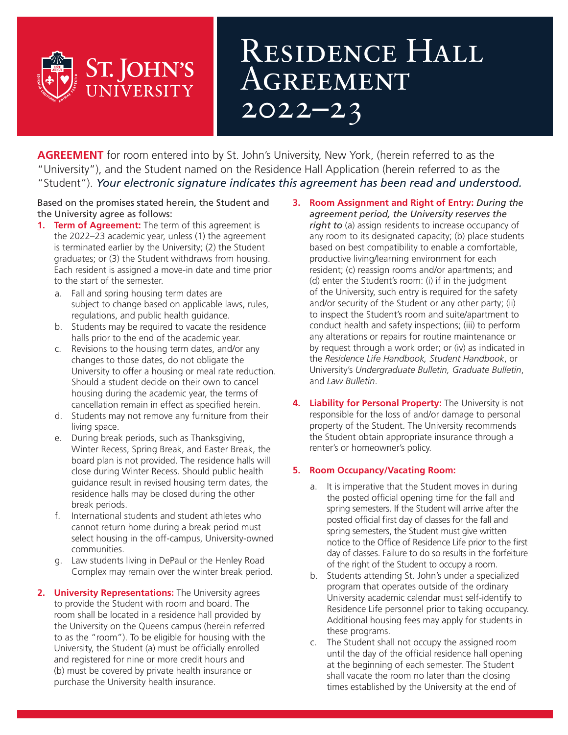St. John's University

# Residence Hall Agreement 2022–23

**AGREEMENT** for room entered into by St. John's University, New York, (herein referred to as the "University"), and the Student named on the Residence Hall Application (herein referred to as the "Student"). ***Your electronic signature indicates this agreement has been read and understood.***

Based on the promises stated herein, the Student and the University agree as follows:

1. **Term of Agreement:** The term of this agreement is the 2022–23 academic year, unless (1) the agreement is terminated earlier by the University; (2) the Student graduates; or (3) the Student withdraws from housing. Each resident is assigned a move-in date and time prior to the start of the semester.
   a. Fall and spring housing term dates are subject to change based on applicable laws, rules, regulations, and public health guidance.
   b. Students may be required to vacate the residence halls prior to the end of the academic year.
   c. Revisions to the housing term dates, and/or any changes to those dates, do not obligate the University to offer a housing or meal rate reduction. Should a student decide on their own to cancel housing during the academic year, the terms of cancellation remain in effect as specified herein.
   d. Students may not remove any furniture from their living space.
   e. During break periods, such as Thanksgiving, Winter Recess, Spring Break, and Easter Break, the board plan is not provided. The residence halls will close during Winter Recess. Should public health guidance result in revised housing term dates, the residence halls may be closed during the other break periods.
   f. International students and student athletes who cannot return home during a break period must select housing in the off-campus, University-owned communities.
   g. Law students living in DePaul or the Henley Road Complex may remain over the winter break period.

2. **University Representations:** The University agrees to provide the Student with room and board. The room shall be located in a residence hall provided by the University on the Queens campus (herein referred to as the "room"). To be eligible for housing with the University, the Student (a) must be officially enrolled and registered for nine or more credit hours and (b) must be covered by private health insurance or purchase the University health insurance.

3. **Room Assignment and Right of Entry:** *During the agreement period, the University reserves the right to* (a) assign residents to increase occupancy of any room to its designated capacity; (b) place students based on best compatibility to enable a comfortable, productive living/learning environment for each resident; (c) reassign rooms and/or apartments; and (d) enter the Student's room: (i) if in the judgment of the University, such entry is required for the safety and/or security of the Student or any other party; (ii) to inspect the Student's room and suite/apartment to conduct health and safety inspections; (iii) to perform any alterations or repairs for routine maintenance or by request through a work order; or (iv) as indicated in the *Residence Life Handbook, Student Handbook*, or University's *Undergraduate Bulletin, Graduate Bulletin*, and *Law Bulletin*.

4. **Liability for Personal Property:** The University is not responsible for the loss of and/or damage to personal property of the Student. The University recommends the Student obtain appropriate insurance through a renter's or homeowner's policy.

5. **Room Occupancy/Vacating Room:**
   a. It is imperative that the Student moves in during the posted official opening time for the fall and spring semesters. If the Student will arrive after the posted official first day of classes for the fall and spring semesters, the Student must give written notice to the Office of Residence Life prior to the first day of classes. Failure to do so results in the forfeiture of the right of the Student to occupy a room.
   b. Students attending St. John's under a specialized program that operates outside of the ordinary University academic calendar must self-identify to Residence Life personnel prior to taking occupancy. Additional housing fees may apply for students in these programs.
   c. The Student shall not occupy the assigned room until the day of the official residence hall opening at the beginning of each semester. The Student shall vacate the room no later than the closing times established by the University at the end of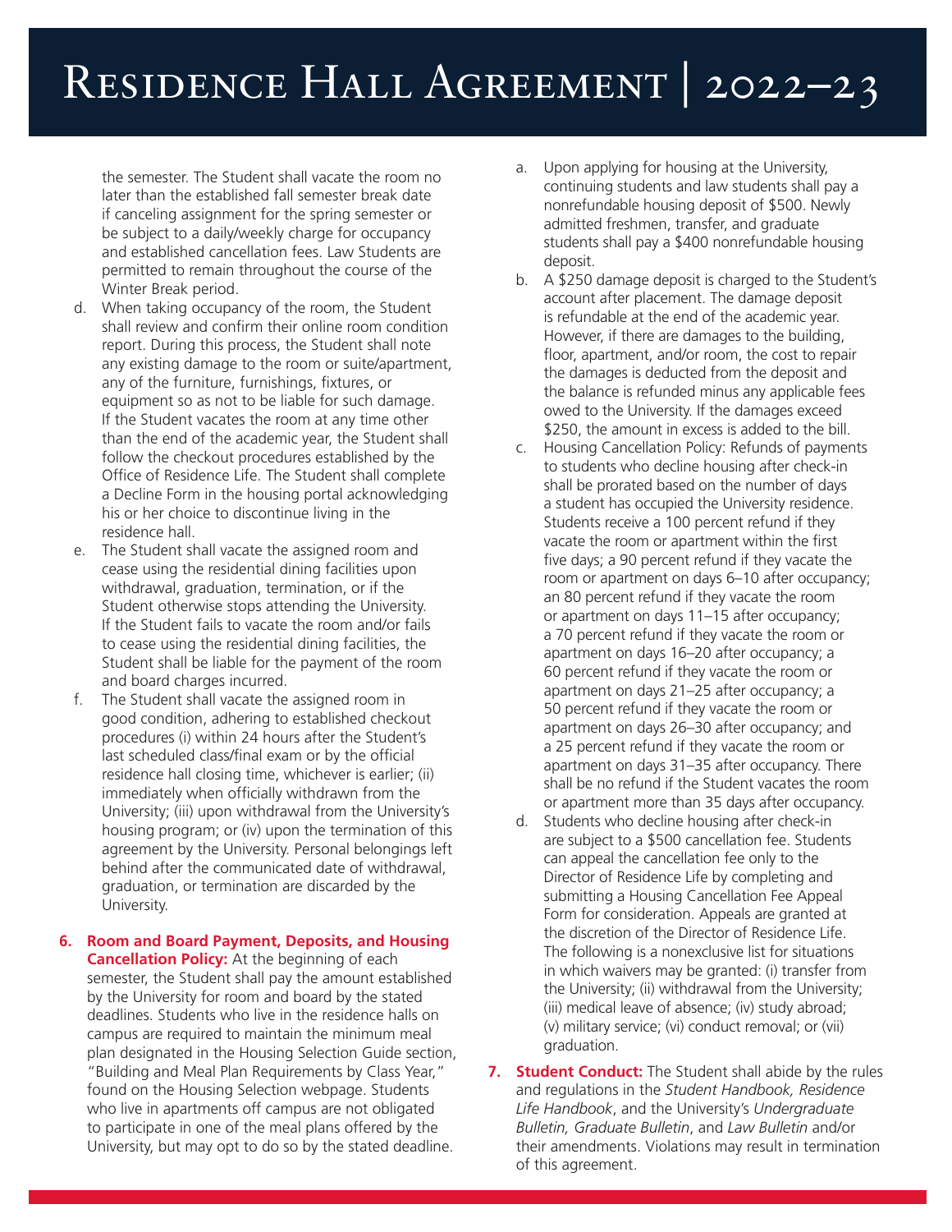the semester. The Student shall vacate the room no later than the established fall semester break date if canceling assignment for the spring semester or be subject to a daily/weekly charge for occupancy and established cancellation fees. Law Students are permitted to remain throughout the course of the Winter Break period.

d. When taking occupancy of the room, the Student shall review and confirm their online room condition report. During this process, the Student shall note any existing damage to the room or suite/apartment, any of the furniture, furnishings, fixtures, or equipment so as not to be liable for such damage. If the Student vacates the room at any time other than the end of the academic year, the Student shall follow the checkout procedures established by the Office of Residence Life. The Student shall complete a Decline Form in the housing portal acknowledging his or her choice to discontinue living in the residence hall.

e. The Student shall vacate the assigned room and cease using the residential dining facilities upon withdrawal, graduation, termination, or if the Student otherwise stops attending the University. If the Student fails to vacate the room and/or fails to cease using the residential dining facilities, the Student shall be liable for the payment of the room and board charges incurred.

f. The Student shall vacate the assigned room in good condition, adhering to established checkout procedures (i) within 24 hours after the Student's last scheduled class/final exam or by the official residence hall closing time, whichever is earlier; (ii) immediately when officially withdrawn from the University; (iii) upon withdrawal from the University's housing program; or (iv) upon the termination of this agreement by the University. Personal belongings left behind after the communicated date of withdrawal, graduation, or termination are discarded by the University.

6. **Room and Board Payment, Deposits, and Housing Cancellation Policy:** At the beginning of each semester, the Student shall pay the amount established by the University for room and board by the stated deadlines. Students who live in the residence halls on campus are required to maintain the minimum meal plan designated in the Housing Selection Guide section, "Building and Meal Plan Requirements by Class Year," found on the Housing Selection webpage. Students who live in apartments off campus are not obligated to participate in one of the meal plans offered by the University, but may opt to do so by the stated deadline.

   a. Upon applying for housing at the University, continuing students and law students shall pay a nonrefundable housing deposit of $500. Newly admitted freshmen, transfer, and graduate students shall pay a $400 nonrefundable housing deposit.

   b. A $250 damage deposit is charged to the Student's account after placement. The damage deposit is refundable at the end of the academic year. However, if there are damages to the building, floor, apartment, and/or room, the cost to repair the damages is deducted from the deposit and the balance is refunded minus any applicable fees owed to the University. If the damages exceed $250, the amount in excess is added to the bill.

   c. Housing Cancellation Policy: Refunds of payments to students who decline housing after check-in shall be prorated based on the number of days a student has occupied the University residence. Students receive a 100 percent refund if they vacate the room or apartment within the first five days; a 90 percent refund if they vacate the room or apartment on days 6–10 after occupancy; an 80 percent refund if they vacate the room or apartment on days 11–15 after occupancy; a 70 percent refund if they vacate the room or apartment on days 16–20 after occupancy; a 60 percent refund if they vacate the room or apartment on days 21–25 after occupancy; a 50 percent refund if they vacate the room or apartment on days 26–30 after occupancy; and a 25 percent refund if they vacate the room or apartment on days 31–35 after occupancy. There shall be no refund if the Student vacates the room or apartment more than 35 days after occupancy.

   d. Students who decline housing after check-in are subject to a $500 cancellation fee. Students can appeal the cancellation fee only to the Director of Residence Life by completing and submitting a Housing Cancellation Fee Appeal Form for consideration. Appeals are granted at the discretion of the Director of Residence Life. The following is a nonexclusive list for situations in which waivers may be granted: (i) transfer from the University; (ii) withdrawal from the University; (iii) medical leave of absence; (iv) study abroad; (v) military service; (vi) conduct removal; or (vii) graduation.

7. **Student Conduct:** The Student shall abide by the rules and regulations in the *Student Handbook, Residence Life Handbook*, and the University's *Undergraduate Bulletin, Graduate Bulletin*, and *Law Bulletin* and/or their amendments. Violations may result in termination of this agreement.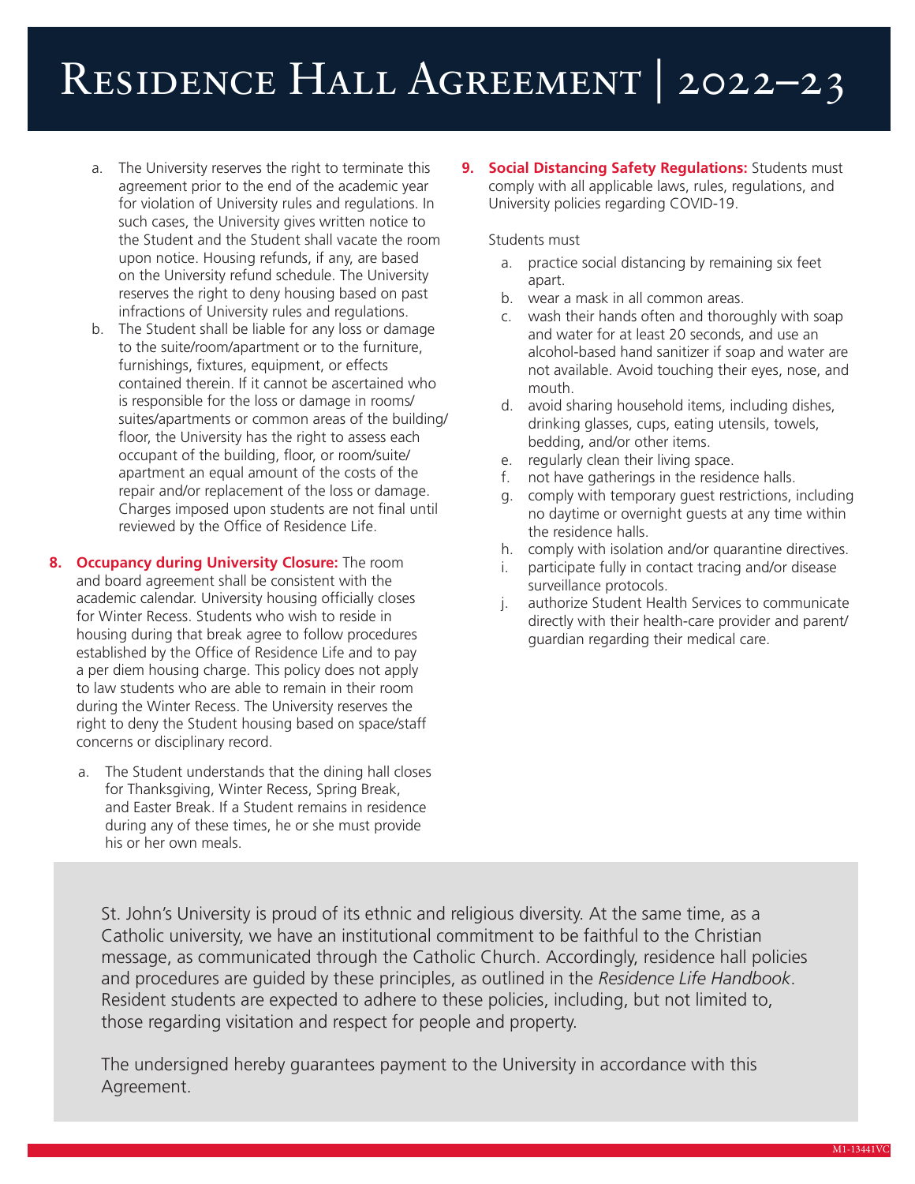# Residence Hall Agreement | 2022–23

a. The University reserves the right to terminate this agreement prior to the end of the academic year for violation of University rules and regulations. In such cases, the University gives written notice to the Student and the Student shall vacate the room upon notice. Housing refunds, if any, are based on the University refund schedule. The University reserves the right to deny housing based on past infractions of University rules and regulations.

b. The Student shall be liable for any loss or damage to the suite/room/apartment or to the furniture, furnishings, fixtures, equipment, or effects contained therein. If it cannot be ascertained who is responsible for the loss or damage in rooms/suites/apartments or common areas of the building/floor, the University has the right to assess each occupant of the building, floor, or room/suite/apartment an equal amount of the costs of the repair and/or replacement of the loss or damage. Charges imposed upon students are not final until reviewed by the Office of Residence Life.

**8. Occupancy during University Closure:** The room and board agreement shall be consistent with the academic calendar. University housing officially closes for Winter Recess. Students who wish to reside in housing during that break agree to follow procedures established by the Office of Residence Life and to pay a per diem housing charge. This policy does not apply to law students who are able to remain in their room during the Winter Recess. The University reserves the right to deny the Student housing based on space/staff concerns or disciplinary record.

a. The Student understands that the dining hall closes for Thanksgiving, Winter Recess, Spring Break, and Easter Break. If a Student remains in residence during any of these times, he or she must provide his or her own meals.

**9. Social Distancing Safety Regulations:** Students must comply with all applicable laws, rules, regulations, and University policies regarding COVID-19.

Students must

a. practice social distancing by remaining six feet apart.
b. wear a mask in all common areas.
c. wash their hands often and thoroughly with soap and water for at least 20 seconds, and use an alcohol-based hand sanitizer if soap and water are not available. Avoid touching their eyes, nose, and mouth.
d. avoid sharing household items, including dishes, drinking glasses, cups, eating utensils, towels, bedding, and/or other items.
e. regularly clean their living space.
f. not have gatherings in the residence halls.
g. comply with temporary guest restrictions, including no daytime or overnight guests at any time within the residence halls.
h. comply with isolation and/or quarantine directives.
i. participate fully in contact tracing and/or disease surveillance protocols.
j. authorize Student Health Services to communicate directly with their health-care provider and parent/guardian regarding their medical care.

St. John's University is proud of its ethnic and religious diversity. At the same time, as a Catholic university, we have an institutional commitment to be faithful to the Christian message, as communicated through the Catholic Church. Accordingly, residence hall policies and procedures are guided by these principles, as outlined in the *Residence Life Handbook*. Resident students are expected to adhere to these policies, including, but not limited to, those regarding visitation and respect for people and property.

The undersigned hereby guarantees payment to the University in accordance with this Agreement.

M1-13441VC